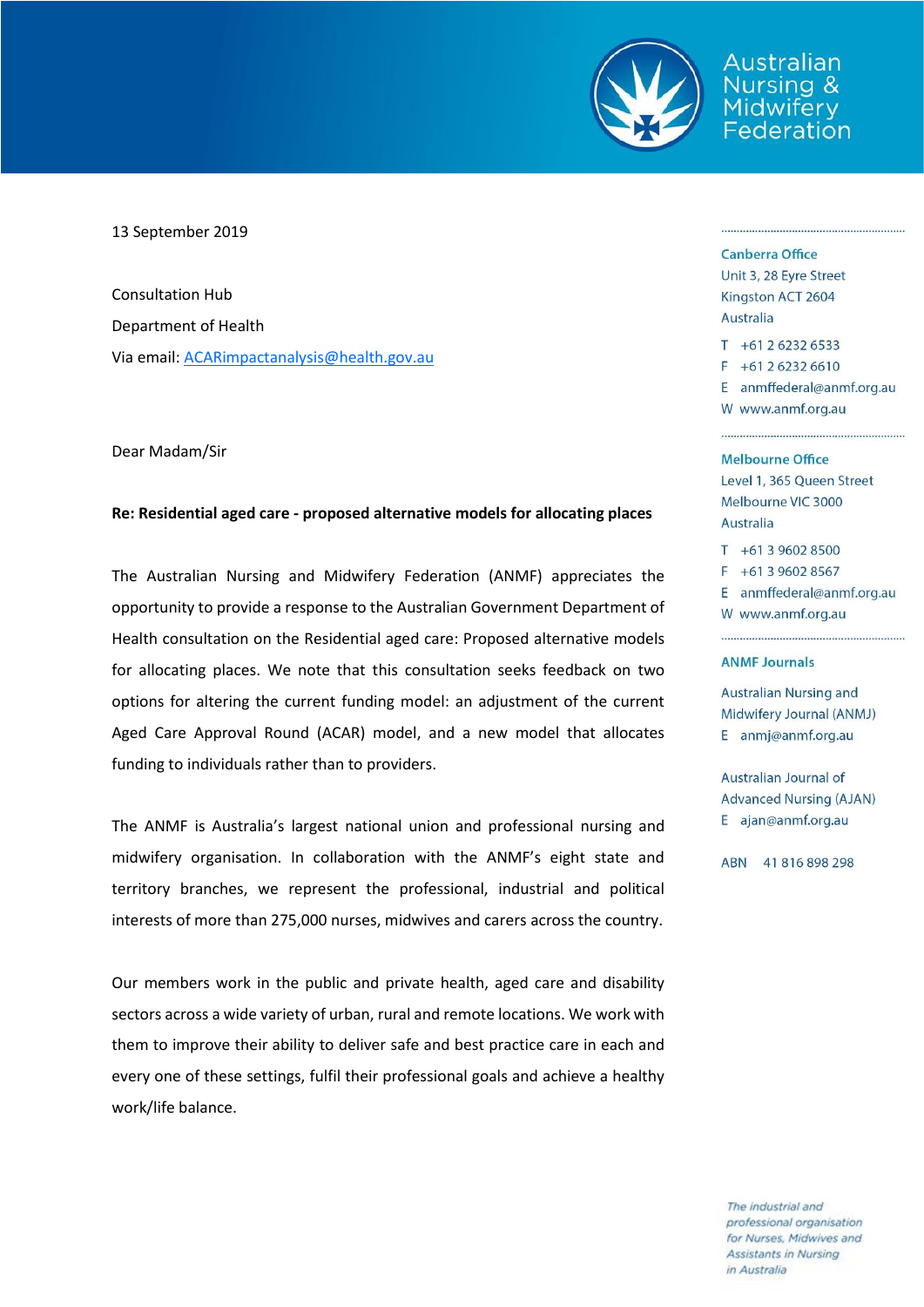Australian Nursing & Midwifery Federation

13 September 2019

Consultation Hub
Department of Health
Via email: ACARimpactanalysis@health.gov.au

Dear Madam/Sir

**Re: Residential aged care - proposed alternative models for allocating places**

The Australian Nursing and Midwifery Federation (ANMF) appreciates the opportunity to provide a response to the Australian Government Department of Health consultation on the Residential aged care: Proposed alternative models for allocating places. We note that this consultation seeks feedback on two options for altering the current funding model: an adjustment of the current Aged Care Approval Round (ACAR) model, and a new model that allocates funding to individuals rather than to providers.

The ANMF is Australia's largest national union and professional nursing and midwifery organisation. In collaboration with the ANMF's eight state and territory branches, we represent the professional, industrial and political interests of more than 275,000 nurses, midwives and carers across the country.

Our members work in the public and private health, aged care and disability sectors across a wide variety of urban, rural and remote locations. We work with them to improve their ability to deliver safe and best practice care in each and every one of these settings, fulfil their professional goals and achieve a healthy work/life balance.

**Canberra Office**
Unit 3, 28 Eyre Street
Kingston ACT 2604
Australia
T +61 2 6232 6533
F +61 2 6232 6610
E anmffederal@anmf.org.au
W www.anmf.org.au

**Melbourne Office**
Level 1, 365 Queen Street
Melbourne VIC 3000
Australia
T +61 3 9602 8500
F +61 3 9602 8567
E anmffederal@anmf.org.au
W www.anmf.org.au

**ANMF Journals**

Australian Nursing and Midwifery Journal (ANMJ)
E anmj@anmf.org.au

Australian Journal of Advanced Nursing (AJAN)
E ajan@anmf.org.au

ABN 41 816 898 298

*The industrial and professional organisation for Nurses, Midwives and Assistants in Nursing in Australia*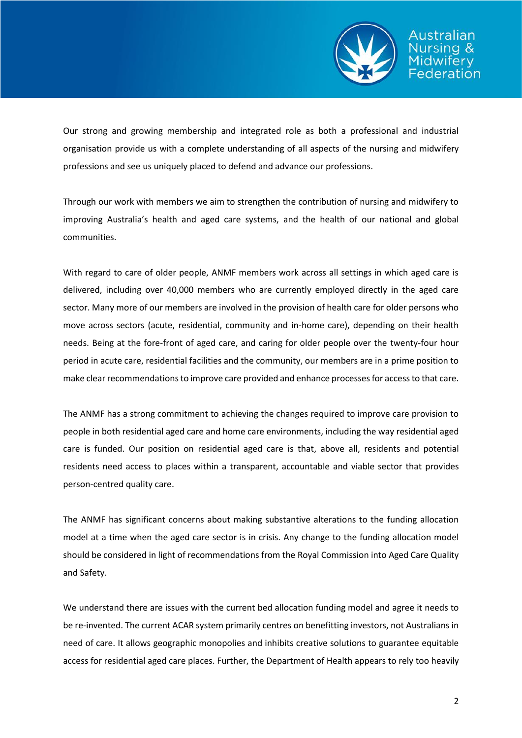Our strong and growing membership and integrated role as both a professional and industrial organisation provide us with a complete understanding of all aspects of the nursing and midwifery professions and see us uniquely placed to defend and advance our professions.

Through our work with members we aim to strengthen the contribution of nursing and midwifery to improving Australia's health and aged care systems, and the health of our national and global communities.

With regard to care of older people, ANMF members work across all settings in which aged care is delivered, including over 40,000 members who are currently employed directly in the aged care sector. Many more of our members are involved in the provision of health care for older persons who move across sectors (acute, residential, community and in-home care), depending on their health needs. Being at the fore-front of aged care, and caring for older people over the twenty-four hour period in acute care, residential facilities and the community, our members are in a prime position to make clear recommendations to improve care provided and enhance processes for access to that care.

The ANMF has a strong commitment to achieving the changes required to improve care provision to people in both residential aged care and home care environments, including the way residential aged care is funded. Our position on residential aged care is that, above all, residents and potential residents need access to places within a transparent, accountable and viable sector that provides person-centred quality care.

The ANMF has significant concerns about making substantive alterations to the funding allocation model at a time when the aged care sector is in crisis. Any change to the funding allocation model should be considered in light of recommendations from the Royal Commission into Aged Care Quality and Safety.

We understand there are issues with the current bed allocation funding model and agree it needs to be re-invented. The current ACAR system primarily centres on benefitting investors, not Australians in need of care. It allows geographic monopolies and inhibits creative solutions to guarantee equitable access for residential aged care places. Further, the Department of Health appears to rely too heavily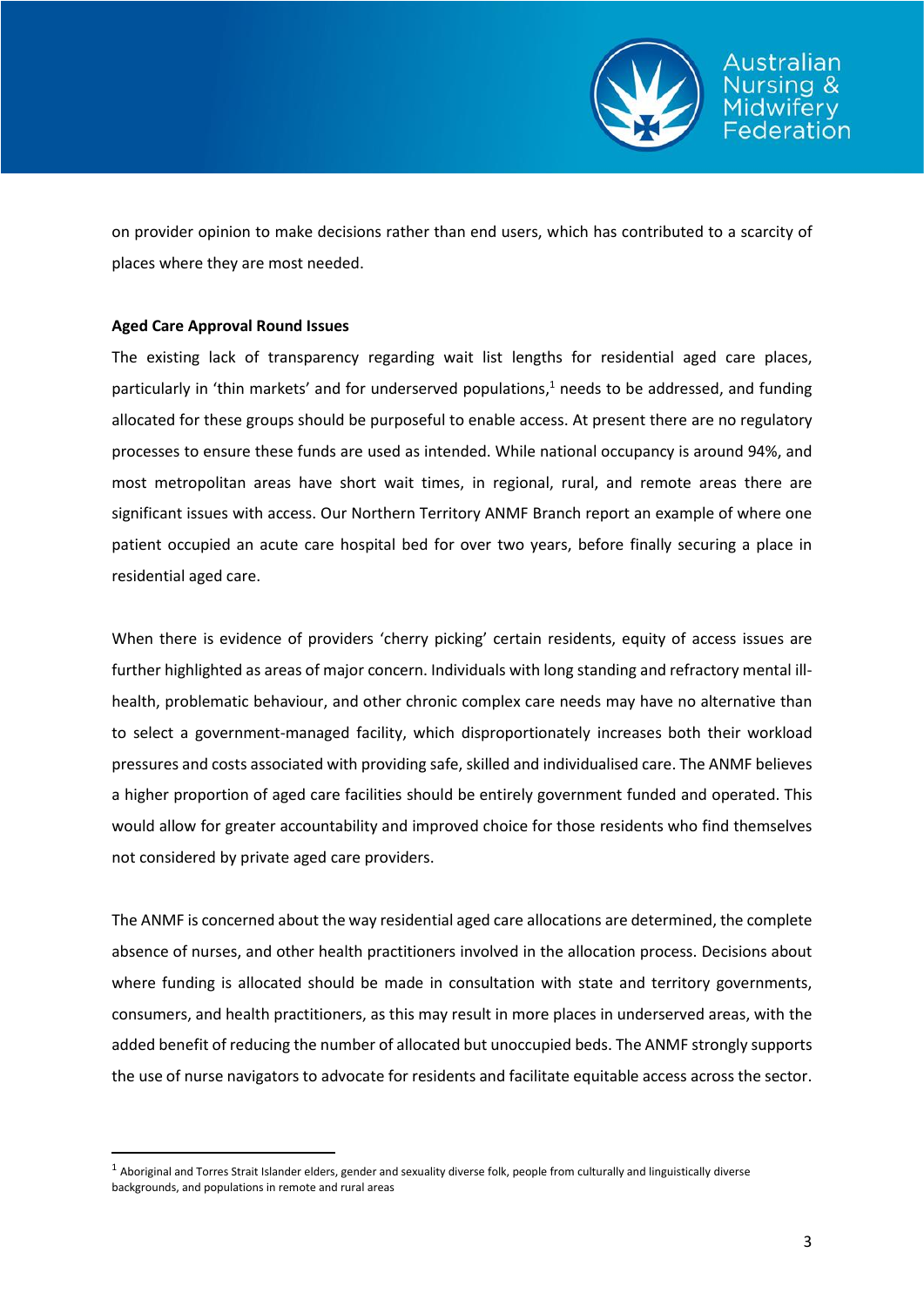on provider opinion to make decisions rather than end users, which has contributed to a scarcity of places where they are most needed.

**Aged Care Approval Round Issues**

The existing lack of transparency regarding wait list lengths for residential aged care places, particularly in 'thin markets' and for underserved populations,[1] needs to be addressed, and funding allocated for these groups should be purposeful to enable access. At present there are no regulatory processes to ensure these funds are used as intended. While national occupancy is around 94%, and most metropolitan areas have short wait times, in regional, rural, and remote areas there are significant issues with access. Our Northern Territory ANMF Branch report an example of where one patient occupied an acute care hospital bed for over two years, before finally securing a place in residential aged care.

When there is evidence of providers 'cherry picking' certain residents, equity of access issues are further highlighted as areas of major concern. Individuals with long standing and refractory mental ill-health, problematic behaviour, and other chronic complex care needs may have no alternative than to select a government-managed facility, which disproportionately increases both their workload pressures and costs associated with providing safe, skilled and individualised care. The ANMF believes a higher proportion of aged care facilities should be entirely government funded and operated. This would allow for greater accountability and improved choice for those residents who find themselves not considered by private aged care providers.

The ANMF is concerned about the way residential aged care allocations are determined, the complete absence of nurses, and other health practitioners involved in the allocation process. Decisions about where funding is allocated should be made in consultation with state and territory governments, consumers, and health practitioners, as this may result in more places in underserved areas, with the added benefit of reducing the number of allocated but unoccupied beds. The ANMF strongly supports the use of nurse navigators to advocate for residents and facilitate equitable access across the sector.

---

[1] Aboriginal and Torres Strait Islander elders, gender and sexuality diverse folk, people from culturally and linguistically diverse backgrounds, and populations in remote and rural areas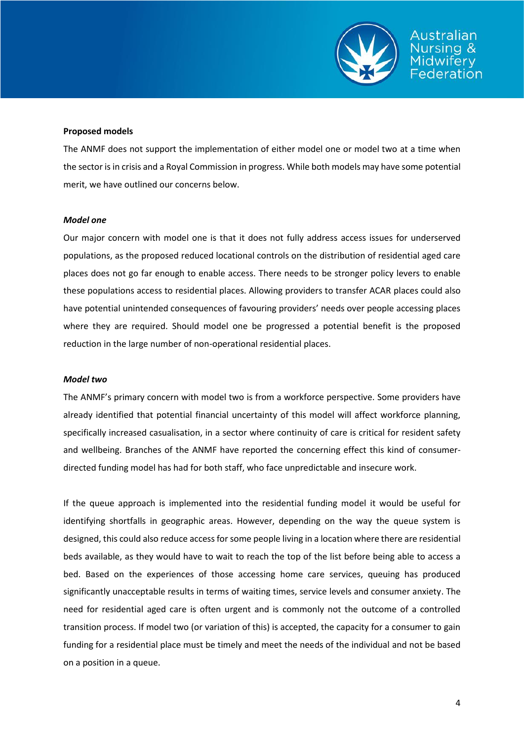**Proposed models**

The ANMF does not support the implementation of either model one or model two at a time when the sector is in crisis and a Royal Commission in progress. While both models may have some potential merit, we have outlined our concerns below.

***Model one***

Our major concern with model one is that it does not fully address access issues for underserved populations, as the proposed reduced locational controls on the distribution of residential aged care places does not go far enough to enable access. There needs to be stronger policy levers to enable these populations access to residential places. Allowing providers to transfer ACAR places could also have potential unintended consequences of favouring providers' needs over people accessing places where they are required. Should model one be progressed a potential benefit is the proposed reduction in the large number of non-operational residential places.

***Model two***

The ANMF's primary concern with model two is from a workforce perspective. Some providers have already identified that potential financial uncertainty of this model will affect workforce planning, specifically increased casualisation, in a sector where continuity of care is critical for resident safety and wellbeing. Branches of the ANMF have reported the concerning effect this kind of consumer-directed funding model has had for both staff, who face unpredictable and insecure work.

If the queue approach is implemented into the residential funding model it would be useful for identifying shortfalls in geographic areas. However, depending on the way the queue system is designed, this could also reduce access for some people living in a location where there are residential beds available, as they would have to wait to reach the top of the list before being able to access a bed. Based on the experiences of those accessing home care services, queuing has produced significantly unacceptable results in terms of waiting times, service levels and consumer anxiety. The need for residential aged care is often urgent and is commonly not the outcome of a controlled transition process. If model two (or variation of this) is accepted, the capacity for a consumer to gain funding for a residential place must be timely and meet the needs of the individual and not be based on a position in a queue.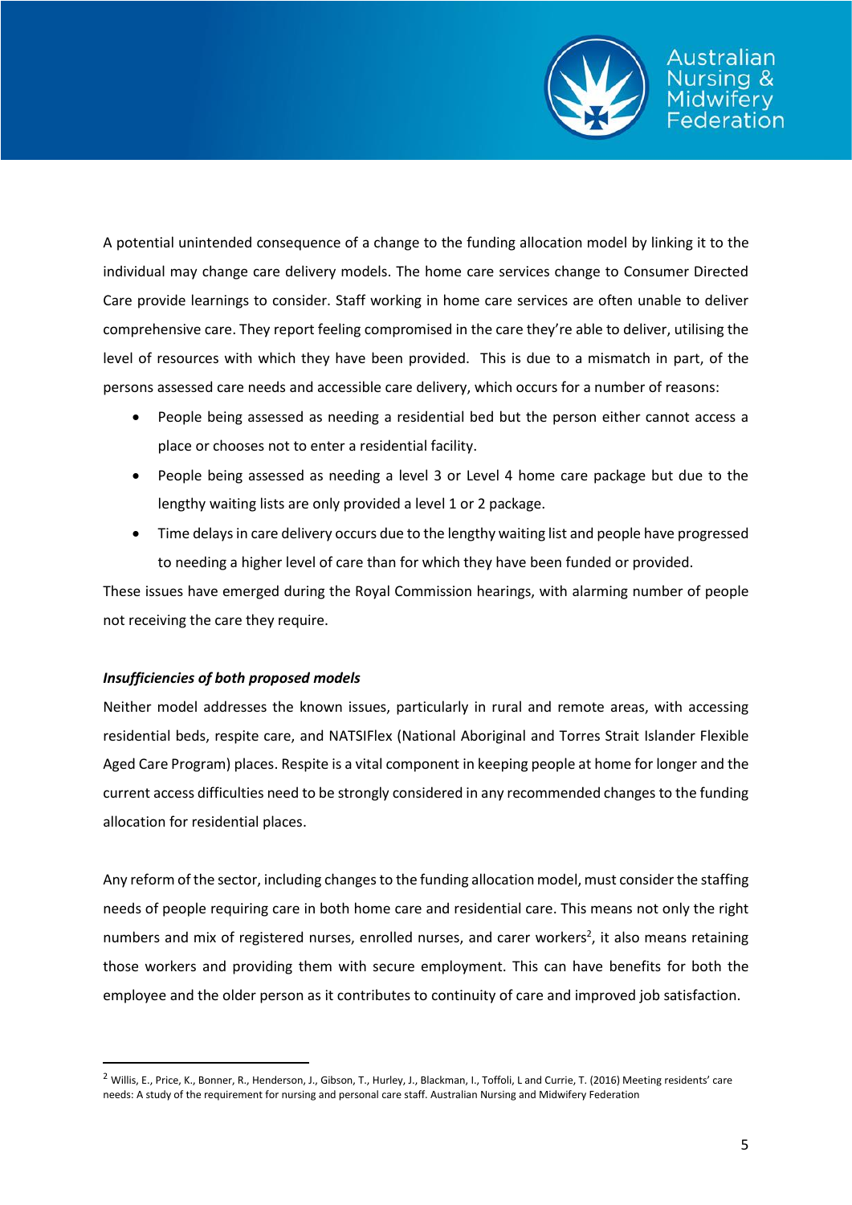A potential unintended consequence of a change to the funding allocation model by linking it to the individual may change care delivery models. The home care services change to Consumer Directed Care provide learnings to consider. Staff working in home care services are often unable to deliver comprehensive care. They report feeling compromised in the care they're able to deliver, utilising the level of resources with which they have been provided. This is due to a mismatch in part, of the persons assessed care needs and accessible care delivery, which occurs for a number of reasons:

- People being assessed as needing a residential bed but the person either cannot access a place or chooses not to enter a residential facility.
- People being assessed as needing a level 3 or Level 4 home care package but due to the lengthy waiting lists are only provided a level 1 or 2 package.
- Time delays in care delivery occurs due to the lengthy waiting list and people have progressed to needing a higher level of care than for which they have been funded or provided.

These issues have emerged during the Royal Commission hearings, with alarming number of people not receiving the care they require.

***Insufficiencies of both proposed models***

Neither model addresses the known issues, particularly in rural and remote areas, with accessing residential beds, respite care, and NATSIFlex (National Aboriginal and Torres Strait Islander Flexible Aged Care Program) places. Respite is a vital component in keeping people at home for longer and the current access difficulties need to be strongly considered in any recommended changes to the funding allocation for residential places.

Any reform of the sector, including changes to the funding allocation model, must consider the staffing needs of people requiring care in both home care and residential care. This means not only the right numbers and mix of registered nurses, enrolled nurses, and carer workers[2], it also means retaining those workers and providing them with secure employment. This can have benefits for both the employee and the older person as it contributes to continuity of care and improved job satisfaction.

---

[2] Willis, E., Price, K., Bonner, R., Henderson, J., Gibson, T., Hurley, J., Blackman, I., Toffoli, L and Currie, T. (2016) Meeting residents' care needs: A study of the requirement for nursing and personal care staff. Australian Nursing and Midwifery Federation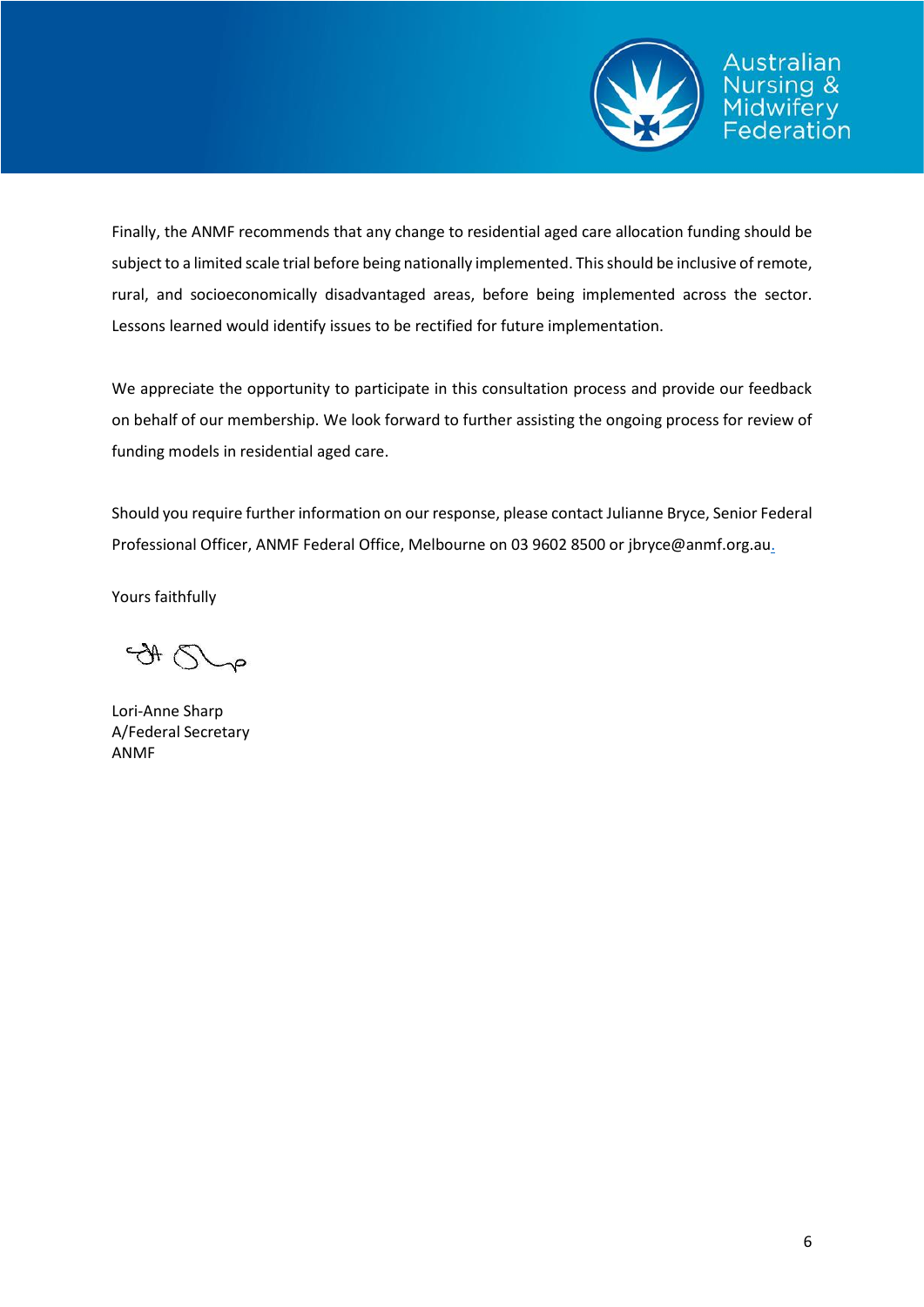Finally, the ANMF recommends that any change to residential aged care allocation funding should be subject to a limited scale trial before being nationally implemented. This should be inclusive of remote, rural, and socioeconomically disadvantaged areas, before being implemented across the sector. Lessons learned would identify issues to be rectified for future implementation.

We appreciate the opportunity to participate in this consultation process and provide our feedback on behalf of our membership. We look forward to further assisting the ongoing process for review of funding models in residential aged care.

Should you require further information on our response, please contact Julianne Bryce, Senior Federal Professional Officer, ANMF Federal Office, Melbourne on 03 9602 8500 or jbryce@anmf.org.au.

Yours faithfully

Lori-Anne Sharp
A/Federal Secretary
ANMF